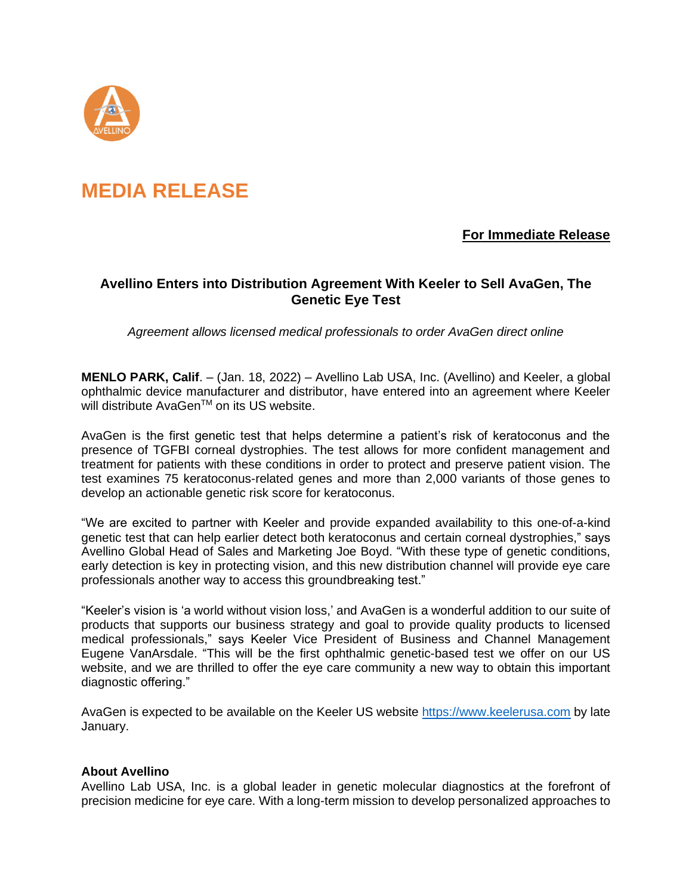# MEDIA RELEASE

**For Immediate Release**

**Avellino Enters into Distribution Agreement With Keeler to Sell AvaGen, The Genetic Eye Test**

*Agreement allows licensed medical professionals to order AvaGen direct online*

**MENLO PARK, Calif**. – (Jan. 18, 2022) – Avellino Lab USA, Inc. (Avellino) and Keeler, a global ophthalmic device manufacturer and distributor, have entered into an agreement where Keeler will distribute AvaGen™ on its US website.

AvaGen is the first genetic test that helps determine a patient's risk of keratoconus and the presence of TGFBI corneal dystrophies. The test allows for more confident management and treatment for patients with these conditions in order to protect and preserve patient vision. The test examines 75 keratoconus-related genes and more than 2,000 variants of those genes to develop an actionable genetic risk score for keratoconus.

"We are excited to partner with Keeler and provide expanded availability to this one-of-a-kind genetic test that can help earlier detect both keratoconus and certain corneal dystrophies," says Avellino Global Head of Sales and Marketing Joe Boyd. "With these type of genetic conditions, early detection is key in protecting vision, and this new distribution channel will provide eye care professionals another way to access this groundbreaking test."

"Keeler's vision is 'a world without vision loss,' and AvaGen is a wonderful addition to our suite of products that supports our business strategy and goal to provide quality products to licensed medical professionals," says Keeler Vice President of Business and Channel Management Eugene VanArsdale. "This will be the first ophthalmic genetic-based test we offer on our US website, and we are thrilled to offer the eye care community a new way to obtain this important diagnostic offering."

AvaGen is expected to be available on the Keeler US website https://www.keelerusa.com by late January.

**About Avellino**

Avellino Lab USA, Inc. is a global leader in genetic molecular diagnostics at the forefront of precision medicine for eye care. With a long-term mission to develop personalized approaches to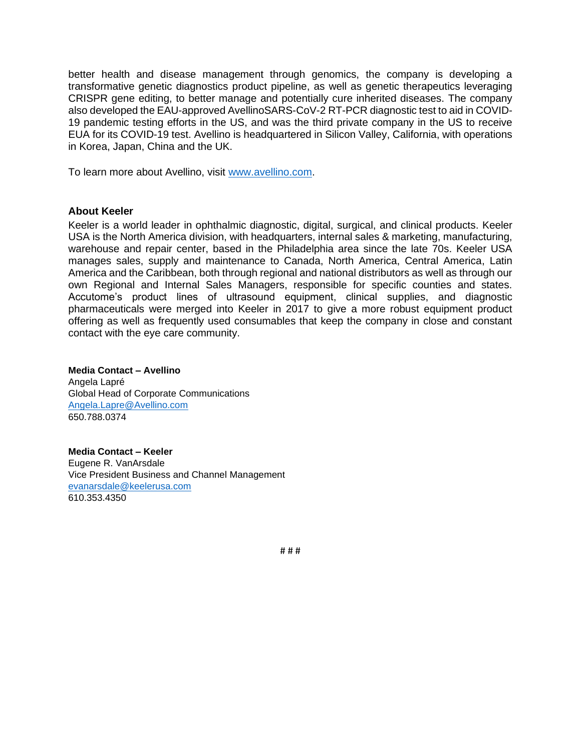better health and disease management through genomics, the company is developing a transformative genetic diagnostics product pipeline, as well as genetic therapeutics leveraging CRISPR gene editing, to better manage and potentially cure inherited diseases. The company also developed the EAU-approved AvellinoSARS-CoV-2 RT-PCR diagnostic test to aid in COVID-19 pandemic testing efforts in the US, and was the third private company in the US to receive EUA for its COVID-19 test. Avellino is headquartered in Silicon Valley, California, with operations in Korea, Japan, China and the UK.

To learn more about Avellino, visit [www.avellino.com](http://www.avellino.com).

**About Keeler**

Keeler is a world leader in ophthalmic diagnostic, digital, surgical, and clinical products. Keeler USA is the North America division, with headquarters, internal sales & marketing, manufacturing, warehouse and repair center, based in the Philadelphia area since the late 70s. Keeler USA manages sales, supply and maintenance to Canada, North America, Central America, Latin America and the Caribbean, both through regional and national distributors as well as through our own Regional and Internal Sales Managers, responsible for specific counties and states. Accutome's product lines of ultrasound equipment, clinical supplies, and diagnostic pharmaceuticals were merged into Keeler in 2017 to give a more robust equipment product offering as well as frequently used consumables that keep the company in close and constant contact with the eye care community.

**Media Contact – Avellino**
Angela Lapré
Global Head of Corporate Communications
[Angela.Lapre@Avellino.com](mailto:Angela.Lapre@Avellino.com)
650.788.0374

**Media Contact – Keeler**
Eugene R. VanArsdale
Vice President Business and Channel Management
[evanarsdale@keelerusa.com](mailto:evanarsdale@keelerusa.com)
610.353.4350

# # #